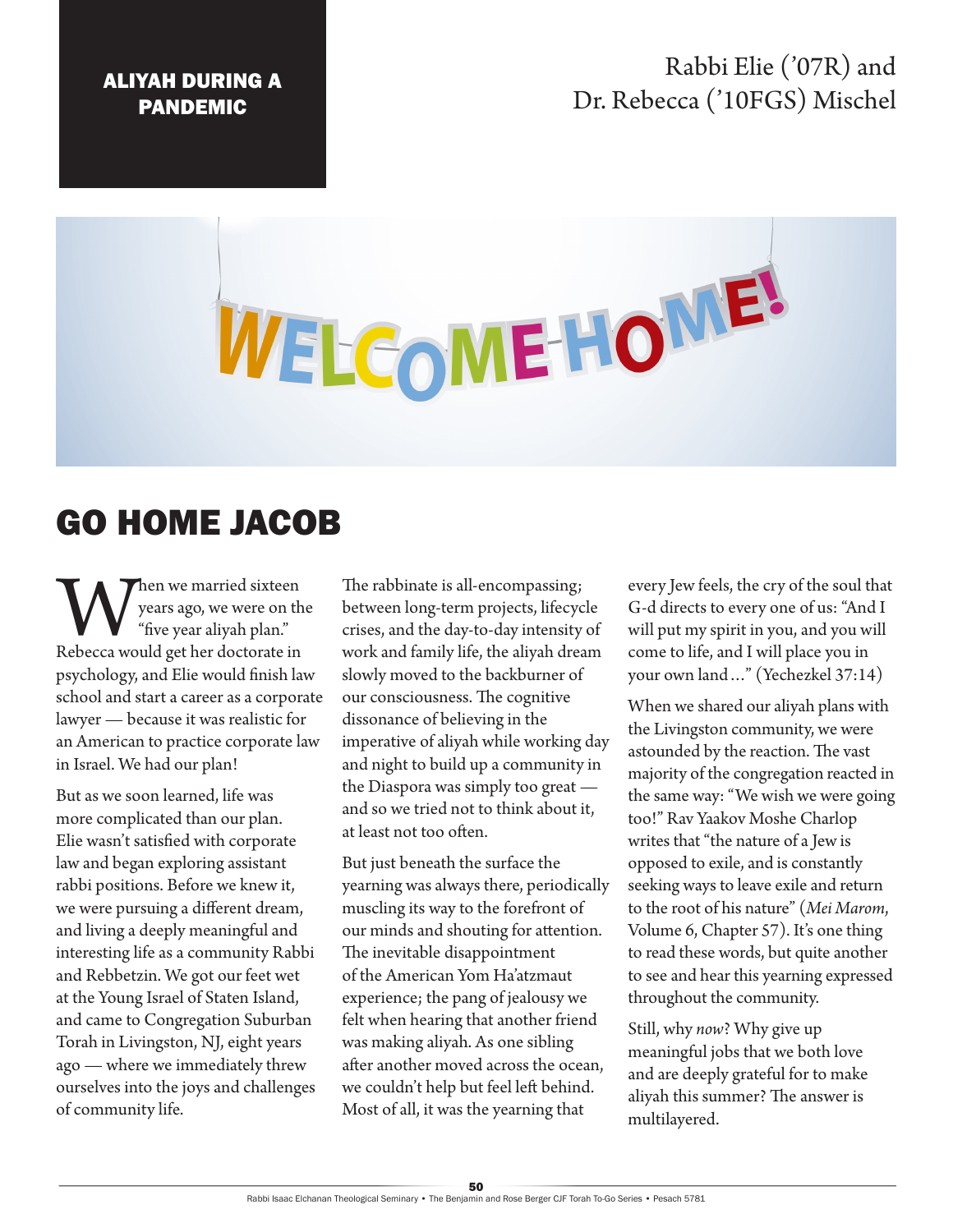ALIYAH DURING A PANDEMIC

Rabbi Elie ('07R) and
Dr. Rebecca ('10FGS) Mischel

# GO HOME JACOB

When we married sixteen years ago, we were on the "five year aliyah plan." Rebecca would get her doctorate in psychology, and Elie would finish law school and start a career as a corporate lawyer — because it was realistic for an American to practice corporate law in Israel. We had our plan!

But as we soon learned, life was more complicated than our plan. Elie wasn't satisfied with corporate law and began exploring assistant rabbi positions. Before we knew it, we were pursuing a different dream, and living a deeply meaningful and interesting life as a community Rabbi and Rebbetzin. We got our feet wet at the Young Israel of Staten Island, and came to Congregation Suburban Torah in Livingston, NJ, eight years ago — where we immediately threw ourselves into the joys and challenges of community life.

The rabbinate is all-encompassing; between long-term projects, lifecycle crises, and the day-to-day intensity of work and family life, the aliyah dream slowly moved to the backburner of our consciousness. The cognitive dissonance of believing in the imperative of aliyah while working day and night to build up a community in the Diaspora was simply too great — and so we tried not to think about it, at least not too often.

But just beneath the surface the yearning was always there, periodically muscling its way to the forefront of our minds and shouting for attention. The inevitable disappointment of the American Yom Ha'atzmaut experience; the pang of jealousy we felt when hearing that another friend was making aliyah. As one sibling after another moved across the ocean, we couldn't help but feel left behind. Most of all, it was the yearning that every Jew feels, the cry of the soul that G-d directs to every one of us: "And I will put my spirit in you, and you will come to life, and I will place you in your own land…" (Yechezkel 37:14)

When we shared our aliyah plans with the Livingston community, we were astounded by the reaction. The vast majority of the congregation reacted in the same way: "We wish we were going too!" Rav Yaakov Moshe Charlop writes that "the nature of a Jew is opposed to exile, and is constantly seeking ways to leave exile and return to the root of his nature" (*Mei Marom*, Volume 6, Chapter 57). It's one thing to read these words, but quite another to see and hear this yearning expressed throughout the community.

Still, why *now*? Why give up meaningful jobs that we both love and are deeply grateful for to make aliyah this summer? The answer is multilayered.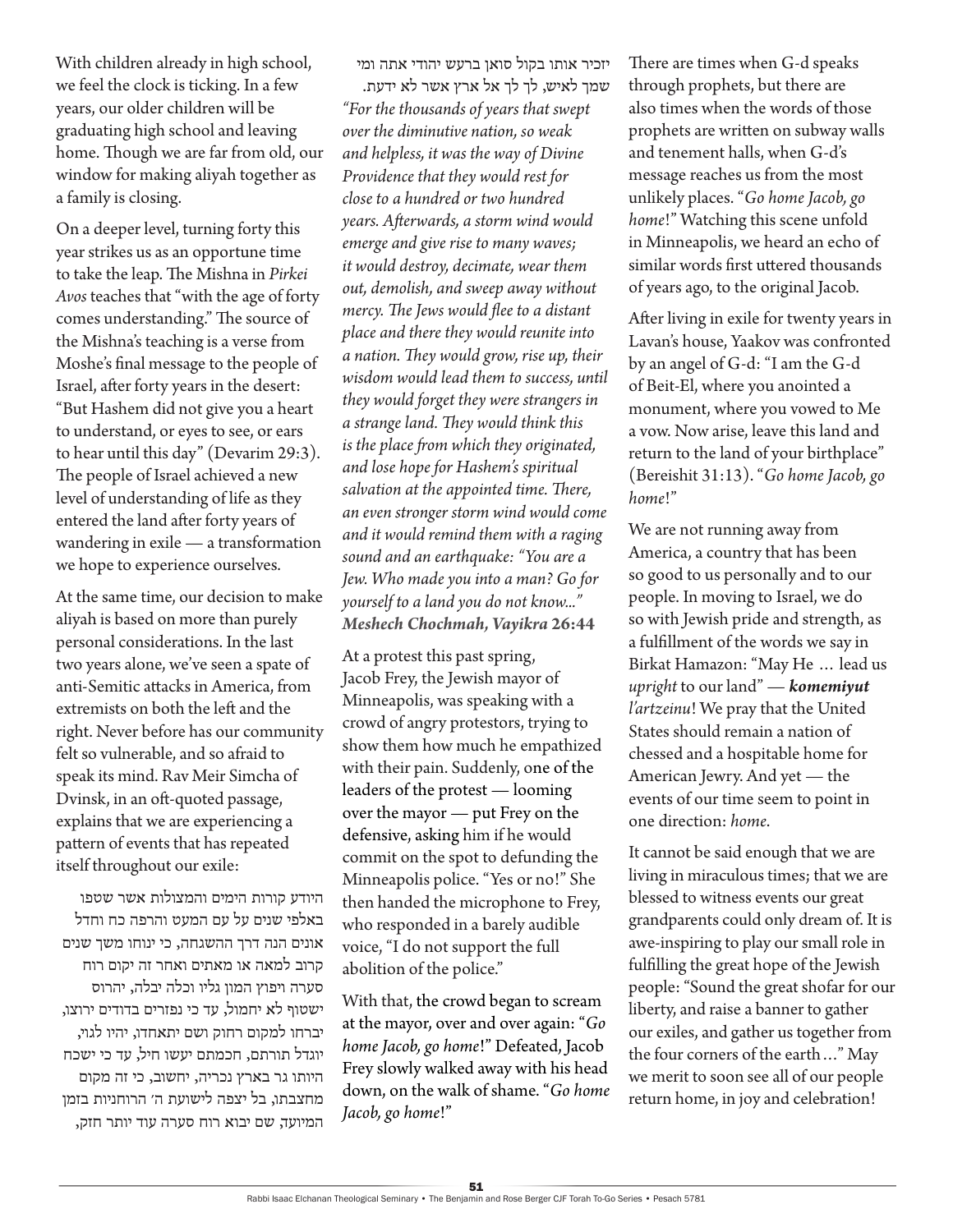With children already in high school, we feel the clock is ticking. In a few years, our older children will be graduating high school and leaving home. Though we are far from old, our window for making aliyah together as a family is closing.

On a deeper level, turning forty this year strikes us as an opportune time to take the leap. The Mishna in *Pirkei Avos* teaches that "with the age of forty comes understanding." The source of the Mishna's teaching is a verse from Moshe's final message to the people of Israel, after forty years in the desert: "But Hashem did not give you a heart to understand, or eyes to see, or ears to hear until this day" (Devarim 29:3). The people of Israel achieved a new level of understanding of life as they entered the land after forty years of wandering in exile — a transformation we hope to experience ourselves.

At the same time, our decision to make aliyah is based on more than purely personal considerations. In the last two years alone, we've seen a spate of anti-Semitic attacks in America, from extremists on both the left and the right. Never before has our community felt so vulnerable, and so afraid to speak its mind. Rav Meir Simcha of Dvinsk, in an oft-quoted passage, explains that we are experiencing a pattern of events that has repeated itself throughout our exile:

היודע קורות הימים והמצולות אשר שטפו באלפי שנים על עם המעט והרפה כח וחדל אונים הנה דרך ההשגחה, כי ינוחו משך שנים קרוב למאה או מאתים ואחר זה יקום רוח סערה ויפוץ המון גליו וכלה יבלה, יהרוס ישטוף לא יחמול, עד כי נפזרים בדודים ירוצו, יברחו למקום רחוק ושם יתאחדו, יהיו לגוי, יוגדל תורתם, חכמתם יעשו חיל, עד כי ישכח היותו גר בארץ נכריה, יחשוב, כי זה מקום מחצבתו, בל יצפה לישועת ה' הרוחניות בזמן המיועד, שם יבוא רוח סערה עוד יותר חזק, יזכיר אותו בקול סואן ברעש יהודי אתה ומי שמך לאיש, לך לך אל ארץ אשר לא ידעת.

*"For the thousands of years that swept over the diminutive nation, so weak and helpless, it was the way of Divine Providence that they would rest for close to a hundred or two hundred years. Afterwards, a storm wind would emerge and give rise to many waves; it would destroy, decimate, wear them out, demolish, and sweep away without mercy. The Jews would flee to a distant place and there they would reunite into a nation. They would grow, rise up, their wisdom would lead them to success, until they would forget they were strangers in a strange land. They would think this is the place from which they originated, and lose hope for Hashem's spiritual salvation at the appointed time. There, an even stronger storm wind would come and it would remind them with a raging sound and an earthquake: "You are a Jew. Who made you into a man? Go for yourself to a land you do not know..."*
***Meshech Chochmah, Vayikra* 26:44**

At a protest this past spring, Jacob Frey, the Jewish mayor of Minneapolis, was speaking with a crowd of angry protestors, trying to show them how much he empathized with their pain. Suddenly, one of the leaders of the protest — looming over the mayor — put Frey on the defensive, asking him if he would commit on the spot to defunding the Minneapolis police. "Yes or no!" She then handed the microphone to Frey, who responded in a barely audible voice, "I do not support the full abolition of the police."

With that, the crowd began to scream at the mayor, over and over again: "*Go home Jacob, go home*!" Defeated, Jacob Frey slowly walked away with his head down, on the walk of shame. "*Go home Jacob, go home*!"

There are times when G-d speaks through prophets, but there are also times when the words of those prophets are written on subway walls and tenement halls, when G-d's message reaches us from the most unlikely places. "*Go home Jacob, go home*!" Watching this scene unfold in Minneapolis, we heard an echo of similar words first uttered thousands of years ago, to the original Jacob.

After living in exile for twenty years in Lavan's house, Yaakov was confronted by an angel of G-d: "I am the G-d of Beit-El, where you anointed a monument, where you vowed to Me a vow. Now arise, leave this land and return to the land of your birthplace" (Bereishit 31:13). "*Go home Jacob, go home*!"

We are not running away from America, a country that has been so good to us personally and to our people. In moving to Israel, we do so with Jewish pride and strength, as a fulfillment of the words we say in Birkat Hamazon: "May He … lead us *upright* to our land" — ***komemiyut** l'artzeinu*! We pray that the United States should remain a nation of chessed and a hospitable home for American Jewry. And yet — the events of our time seem to point in one direction: *home*.

It cannot be said enough that we are living in miraculous times; that we are blessed to witness events our great grandparents could only dream of. It is awe-inspiring to play our small role in fulfilling the great hope of the Jewish people: "Sound the great shofar for our liberty, and raise a banner to gather our exiles, and gather us together from the four corners of the earth…" May we merit to soon see all of our people return home, in joy and celebration!